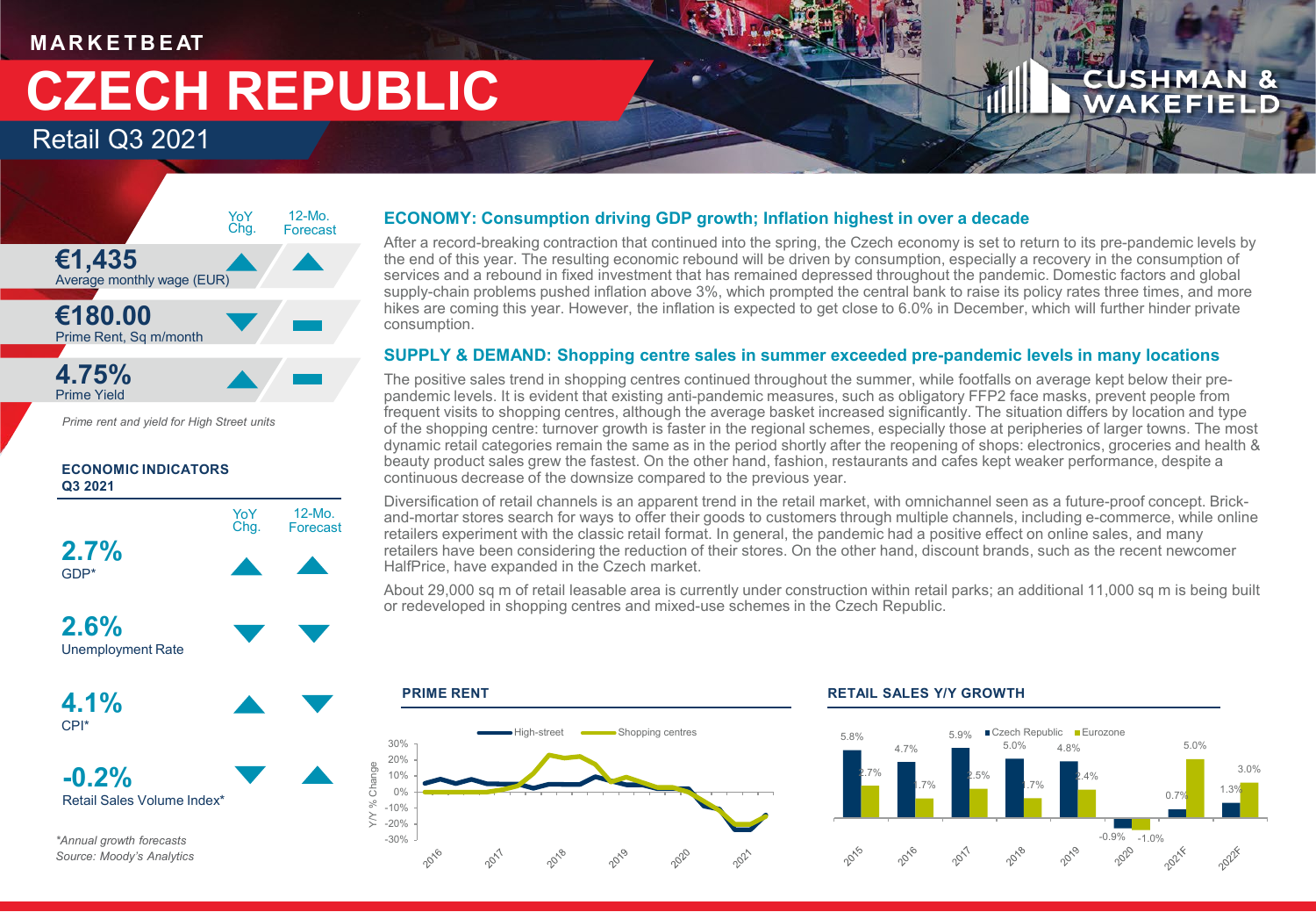MARKETBEAT

# CZECH REPUBLIC

## Retail Q3 2021

| | YoY Chg. | 12-Mo. Forecast |
|---|---|---|
| **€1,435** Average monthly wage (EUR) | ▲ | ▲ |
| **€180.00** Prime Rent, Sq m/month | ▼ | ▬ |
| **4.75%** Prime Yield | ▲ | ▬ |

*Prime rent and yield for High Street units*

**ECONOMIC INDICATORS Q3 2021**

| | YoY Chg. | 12-Mo. Forecast |
|---|---|---|
| **2.7%** GDP* | ▲ | ▲ |
| **2.6%** Unemployment Rate | ▼ | ▼ |
| **4.1%** CPI* | ▲ | ▼ |
| **-0.2%** Retail Sales Volume Index* | ▼ | ▲ |

*\*Annual growth forecasts*
*Source: Moody's Analytics*

### ECONOMY: Consumption driving GDP growth; Inflation highest in over a decade

After a record-breaking contraction that continued into the spring, the Czech economy is set to return to its pre-pandemic levels by the end of this year. The resulting economic rebound will be driven by consumption, especially a recovery in the consumption of services and a rebound in fixed investment that has remained depressed throughout the pandemic. Domestic factors and global supply-chain problems pushed inflation above 3%, which prompted the central bank to raise its policy rates three times, and more hikes are coming this year. However, the inflation is expected to get close to 6.0% in December, which will further hinder private consumption.

### SUPPLY & DEMAND: Shopping centre sales in summer exceeded pre-pandemic levels in many locations

The positive sales trend in shopping centres continued throughout the summer, while footfalls on average kept below their pre-pandemic levels. It is evident that existing anti-pandemic measures, such as obligatory FFP2 face masks, prevent people from frequent visits to shopping centres, although the average basket increased significantly. The situation differs by location and type of the shopping centre: turnover growth is faster in the regional schemes, especially those at peripheries of larger towns. The most dynamic retail categories remain the same as in the period shortly after the reopening of shops: electronics, groceries and health & beauty product sales grew the fastest. On the other hand, fashion, restaurants and cafes kept weaker performance, despite a continuous decrease of the downsize compared to the previous year.

Diversification of retail channels is an apparent trend in the retail market, with omnichannel seen as a future-proof concept. Brick-and-mortar stores search for ways to offer their goods to customers through multiple channels, including e-commerce, while online retailers experiment with the classic retail format. In general, the pandemic had a positive effect on online sales, and many retailers have been considering the reduction of their stores. On the other hand, discount brands, such as the recent newcomer HalfPrice, have expanded in the Czech market.

About 29,000 sq m of retail leasable area is currently under construction within retail parks; an additional 11,000 sq m is being built or redeveloped in shopping centres and mixed-use schemes in the Czech Republic.

**PRIME RENT**

(Line chart: Y/Y % Change, High-street vs Shopping centres, 2016–2021)

**RETAIL SALES Y/Y GROWTH**

| | 2015 | 2016 | 2017 | 2018 | 2019 | 2020 | 2021F | 2022F |
|---|---|---|---|---|---|---|---|---|
| Czech Republic | 5.8% | 4.7% | 5.9% | 5.0% | 4.8% | -0.9% | 0.7% | 1.3% |
| Eurozone | 2.7% | 1.7% | 2.5% | 1.7% | 2.4% | -1.0% | 5.0% | 3.0% |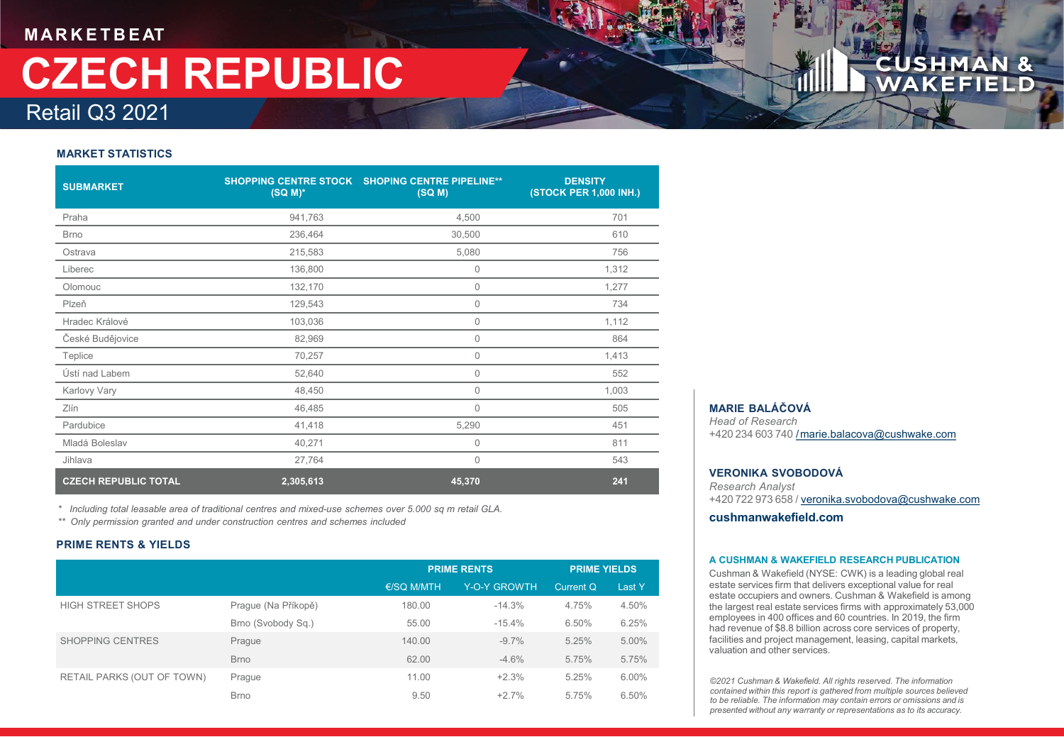MARKETBEAT

# CZECH REPUBLIC

Retail Q3 2021

CUSHMAN & WAKEFIELD

### MARKET STATISTICS

| SUBMARKET | SHOPPING CENTRE STOCK (SQ M)* | SHOPPING CENTRE PIPELINE** (SQ M) | DENSITY (STOCK PER 1,000 INH.) |
|---|---|---|---|
| Praha | 941,763 | 4,500 | 701 |
| Brno | 236,464 | 30,500 | 610 |
| Ostrava | 215,583 | 5,080 | 756 |
| Liberec | 136,800 | 0 | 1,312 |
| Olomouc | 132,170 | 0 | 1,277 |
| Plzeň | 129,543 | 0 | 734 |
| Hradec Králové | 103,036 | 0 | 1,112 |
| České Budějovice | 82,969 | 0 | 864 |
| Teplice | 70,257 | 0 | 1,413 |
| Ústí nad Labem | 52,640 | 0 | 552 |
| Karlovy Vary | 48,450 | 0 | 1,003 |
| Zlín | 46,485 | 0 | 505 |
| Pardubice | 41,418 | 5,290 | 451 |
| Mladá Boleslav | 40,271 | 0 | 811 |
| Jihlava | 27,764 | 0 | 543 |
| **CZECH REPUBLIC TOTAL** | **2,305,613** | **45,370** | **241** |

*\* Including total leasable area of traditional centres and mixed-use schemes over 5.000 sq m retail GLA.*

*\*\* Only permission granted and under construction centres and schemes included*

### PRIME RENTS & YIELDS

| | | PRIME RENTS | | PRIME YIELDS | |
|---|---|---|---|---|---|
| | | €/SQ M/MTH | Y-O-Y GROWTH | Current Q | Last Y |
| HIGH STREET SHOPS | Prague (Na Příkopě) | 180.00 | -14.3% | 4.75% | 4.50% |
| | Brno (Svobody Sq.) | 55.00 | -15.4% | 6.50% | 6.25% |
| SHOPPING CENTRES | Prague | 140.00 | -9.7% | 5.25% | 5.00% |
| | Brno | 62.00 | -4.6% | 5.75% | 5.75% |
| RETAIL PARKS (OUT OF TOWN) | Prague | 11.00 | +2.3% | 5.25% | 6.00% |
| | Brno | 9.50 | +2.7% | 5.75% | 6.50% |

**MARIE BALÁČOVÁ**
*Head of Research*
+420 234 603 740 / marie.balacova@cushwake.com

**VERONIKA SVOBODOVÁ**
*Research Analyst*
+420 722 973 658 / veronika.svobodova@cushwake.com

**cushmanwakefield.com**

**A CUSHMAN & WAKEFIELD RESEARCH PUBLICATION**

Cushman & Wakefield (NYSE: CWK) is a leading global real estate services firm that delivers exceptional value for real estate occupiers and owners. Cushman & Wakefield is among the largest real estate services firms with approximately 53,000 employees in 400 offices and 60 countries. In 2019, the firm had revenue of $8.8 billion across core services of property, facilities and project management, leasing, capital markets, valuation and other services.

*©2021 Cushman & Wakefield. All rights reserved. The information contained within this report is gathered from multiple sources believed to be reliable. The information may contain errors or omissions and is presented without any warranty or representations as to its accuracy.*